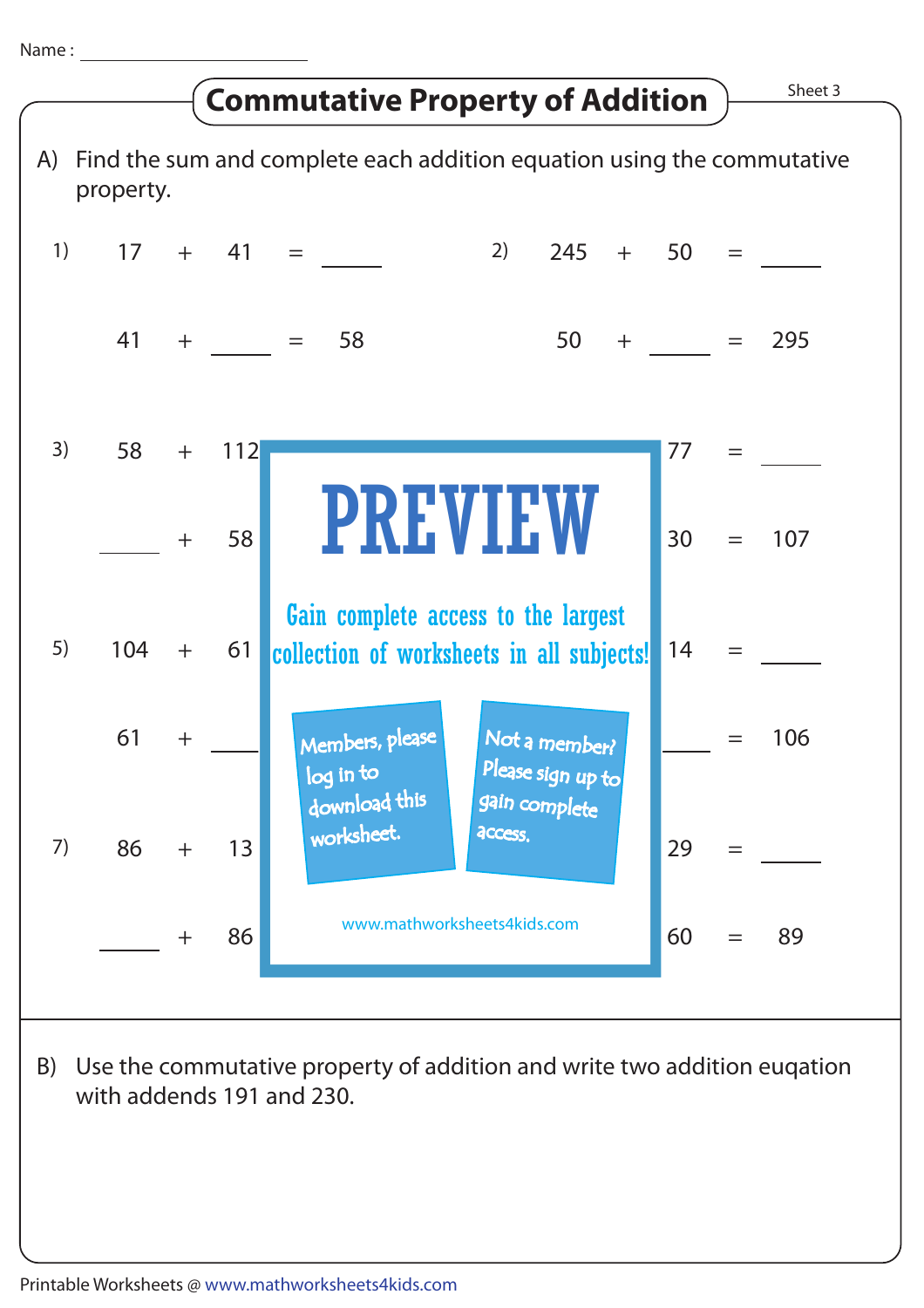Name : ____________________

# Commutative Property of Addition

Sheet 3

A) Find the sum and complete each addition equation using the commutative property.

1) 17 + 41 = _____

41 + _____ = 58

2) 245 + 50 = _____

50 + _____ = 295

3) 58 + 112 = _____

_____ + 58

77 = _____

30 = 107

5) 104 + 61

61 + _____

14 = _____

_____ = 106

7) 86 + 13

_____ + 86

29 = _____

60 = 89

PREVIEW

Gain complete access to the largest collection of worksheets in all subjects!

Members, please log in to download this worksheet.

Not a member? Please sign up to gain complete access.

www.mathworksheets4kids.com

B) Use the commutative property of addition and write two addition euqation with addends 191 and 230.

Printable Worksheets @ www.mathworksheets4kids.com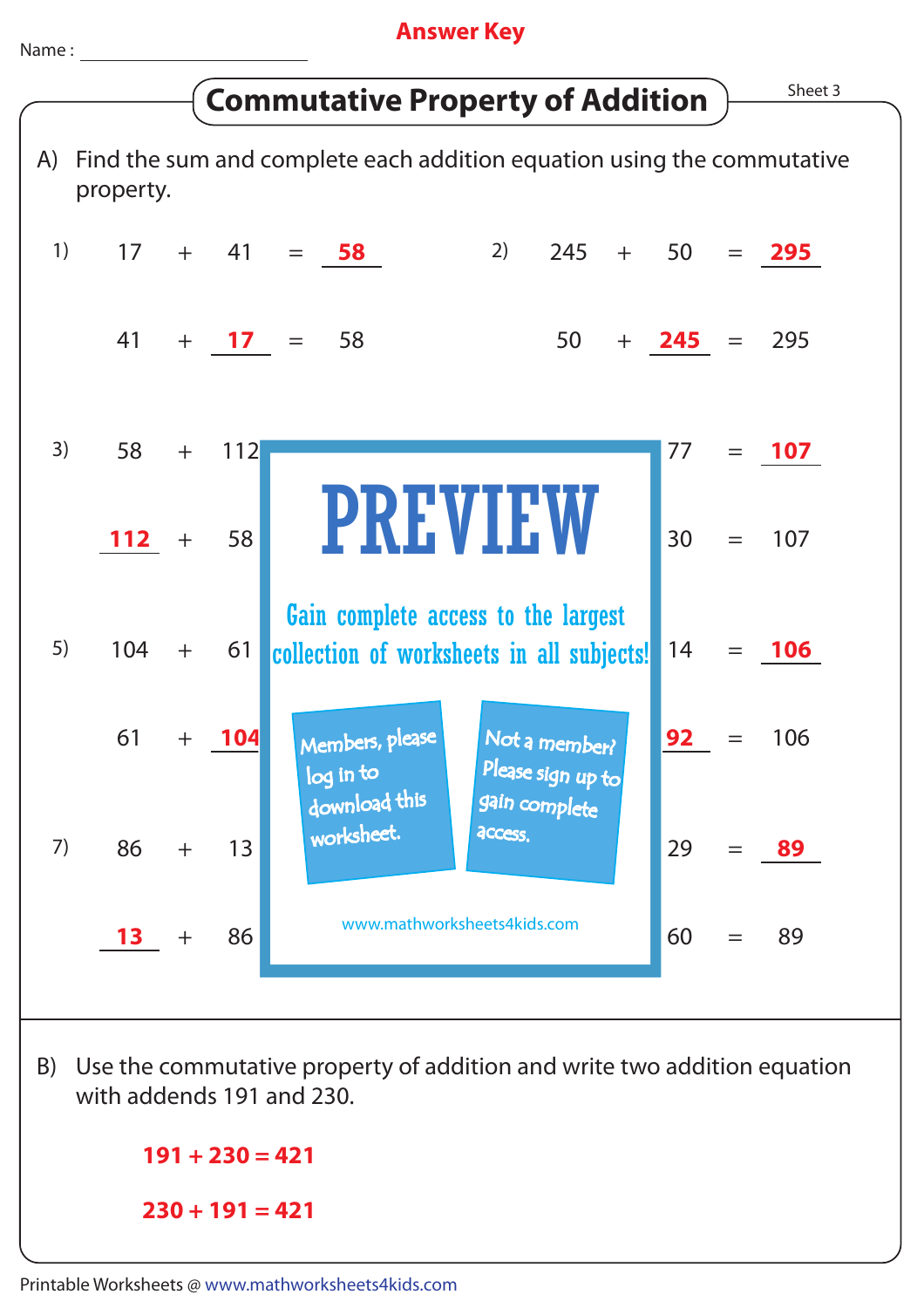**Answer Key**

Name : ____________________

# Commutative Property of Addition

Sheet 3

A) Find the sum and complete each addition equation using the commutative property.

1) $17 + 41 = \underline{58}$

$41 + \underline{17} = 58$

2) $245 + 50 = \underline{295}$

$50 + \underline{245} = 295$

3) $58 + 112$

$\underline{112} + 58$

77 = **107**

30 = 107

5) $104 + 61$

$61 + \underline{104}$

14 = **106**

**92** = 106

7) $86 + 13$

$\underline{13} + 86$

29 = **89**

60 = 89

PREVIEW

Gain complete access to the largest collection of worksheets in all subjects!

Members, please log in to download this worksheet.

Not a member? Please sign up to gain complete access.

www.mathworksheets4kids.com

B) Use the commutative property of addition and write two addition equation with addends 191 and 230.

**$191 + 230 = 421$**

**$230 + 191 = 421$**

Printable Worksheets @ www.mathworksheets4kids.com